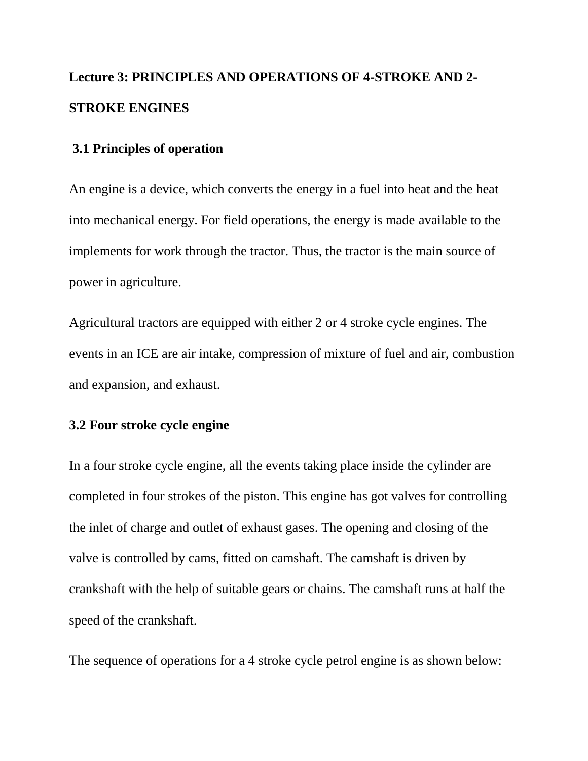# Lecture 3: PRINCIPLES AND OPERATIONS OF 4-STROKE AND 2-STROKE ENGINES

## 3.1 Principles of operation

An engine is a device, which converts the energy in a fuel into heat and the heat into mechanical energy. For field operations, the energy is made available to the implements for work through the tractor. Thus, the tractor is the main source of power in agriculture.

Agricultural tractors are equipped with either 2 or 4 stroke cycle engines. The events in an ICE are air intake, compression of mixture of fuel and air, combustion and expansion, and exhaust.

## 3.2 Four stroke cycle engine

In a four stroke cycle engine, all the events taking place inside the cylinder are completed in four strokes of the piston. This engine has got valves for controlling the inlet of charge and outlet of exhaust gases. The opening and closing of the valve is controlled by cams, fitted on camshaft. The camshaft is driven by crankshaft with the help of suitable gears or chains. The camshaft runs at half the speed of the crankshaft.

The sequence of operations for a 4 stroke cycle petrol engine is as shown below: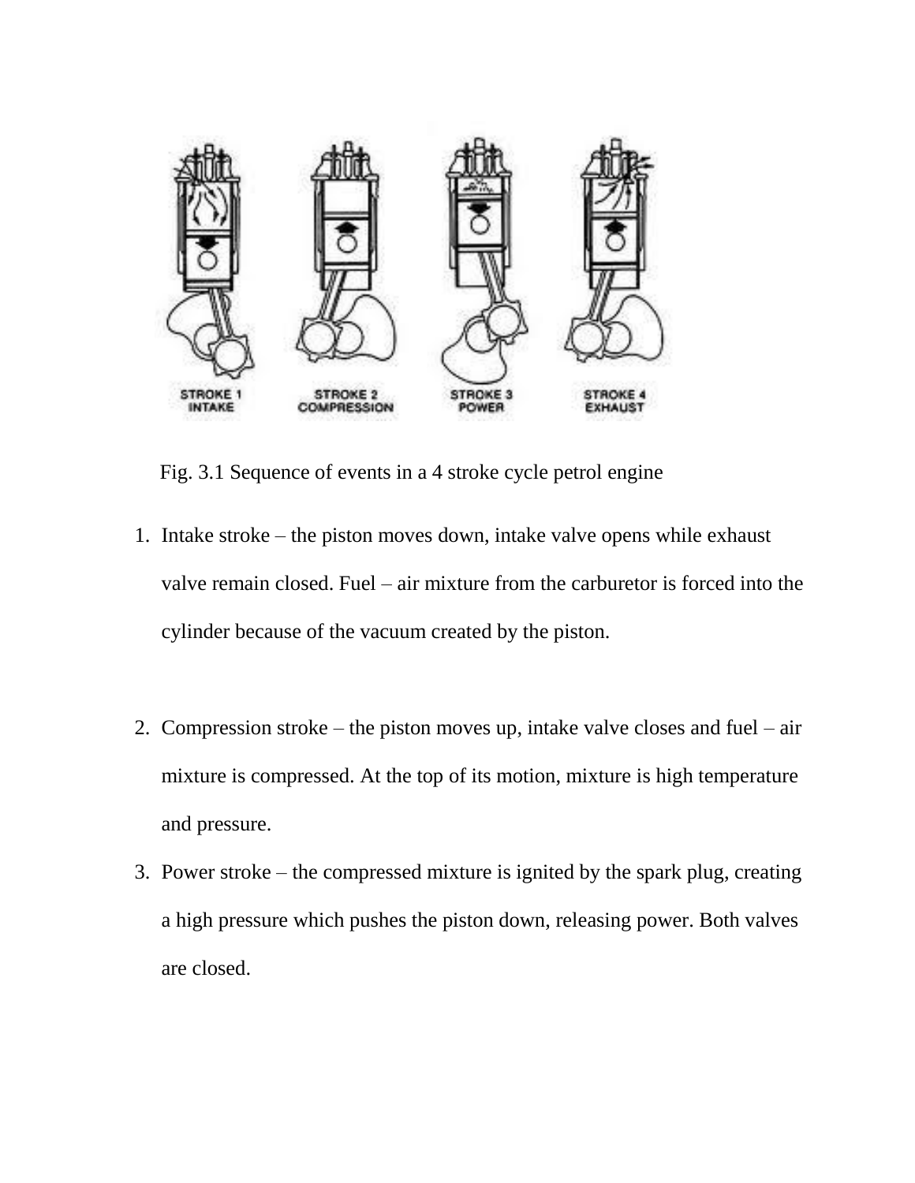STROKE 1 INTAKE | STROKE 2 COMPRESSION | STROKE 3 POWER | STROKE 4 EXHAUST

Fig. 3.1 Sequence of events in a 4 stroke cycle petrol engine

1. Intake stroke – the piston moves down, intake valve opens while exhaust valve remain closed. Fuel – air mixture from the carburetor is forced into the cylinder because of the vacuum created by the piston.

2. Compression stroke – the piston moves up, intake valve closes and fuel – air mixture is compressed. At the top of its motion, mixture is high temperature and pressure.

3. Power stroke – the compressed mixture is ignited by the spark plug, creating a high pressure which pushes the piston down, releasing power. Both valves are closed.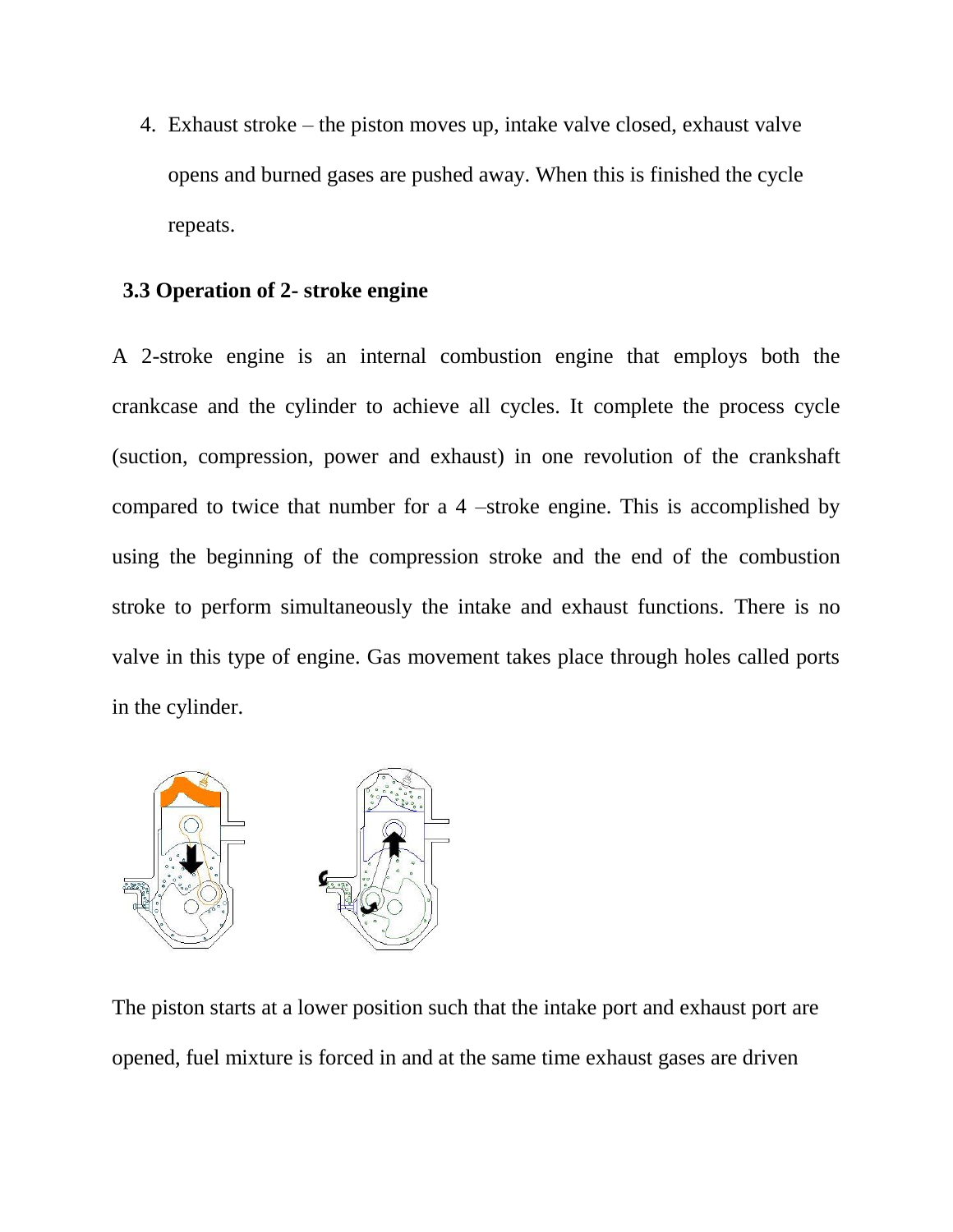4. Exhaust stroke – the piston moves up, intake valve closed, exhaust valve opens and burned gases are pushed away. When this is finished the cycle repeats.

### 3.3 Operation of 2- stroke engine

A 2-stroke engine is an internal combustion engine that employs both the crankcase and the cylinder to achieve all cycles. It complete the process cycle (suction, compression, power and exhaust) in one revolution of the crankshaft compared to twice that number for a 4 –stroke engine. This is accomplished by using the beginning of the compression stroke and the end of the combustion stroke to perform simultaneously the intake and exhaust functions. There is no valve in this type of engine. Gas movement takes place through holes called ports in the cylinder.

The piston starts at a lower position such that the intake port and exhaust port are opened, fuel mixture is forced in and at the same time exhaust gases are driven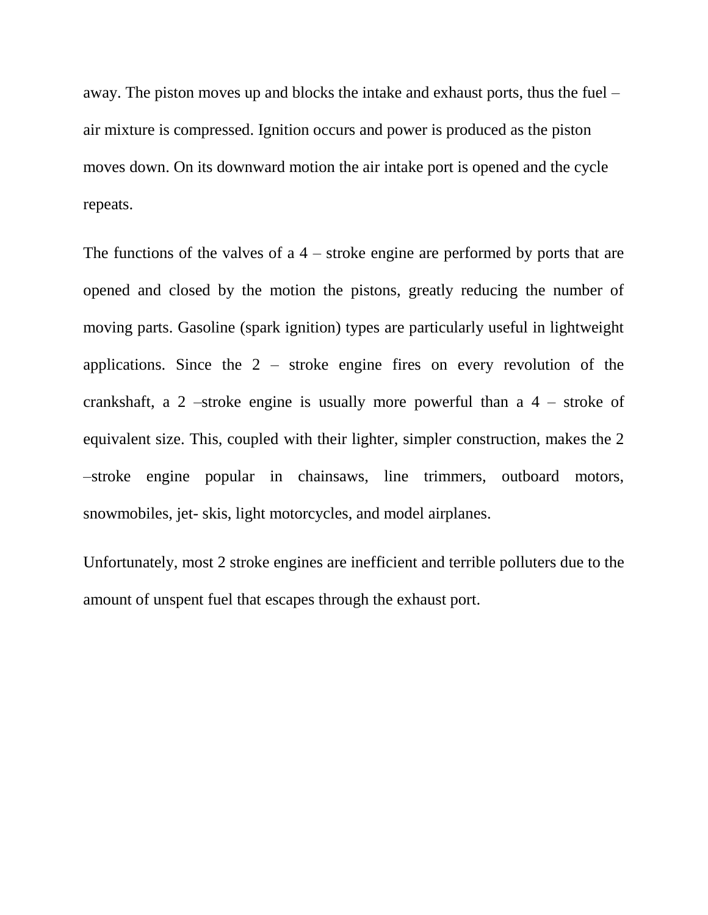away. The piston moves up and blocks the intake and exhaust ports, thus the fuel – air mixture is compressed. Ignition occurs and power is produced as the piston moves down. On its downward motion the air intake port is opened and the cycle repeats.

The functions of the valves of a 4 – stroke engine are performed by ports that are opened and closed by the motion the pistons, greatly reducing the number of moving parts. Gasoline (spark ignition) types are particularly useful in lightweight applications. Since the 2 – stroke engine fires on every revolution of the crankshaft, a 2 –stroke engine is usually more powerful than a 4 – stroke of equivalent size. This, coupled with their lighter, simpler construction, makes the 2 –stroke engine popular in chainsaws, line trimmers, outboard motors, snowmobiles, jet- skis, light motorcycles, and model airplanes.

Unfortunately, most 2 stroke engines are inefficient and terrible polluters due to the amount of unspent fuel that escapes through the exhaust port.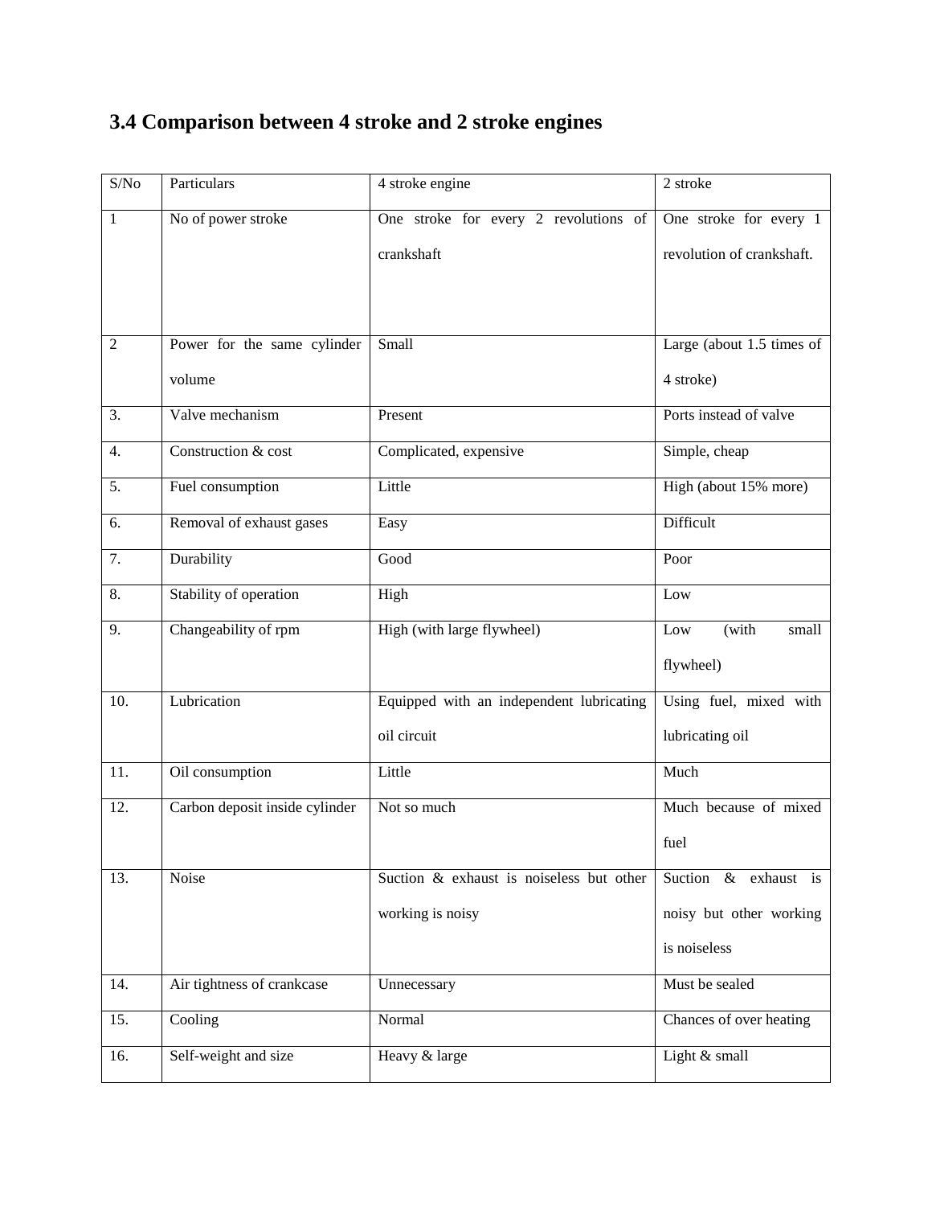## 3.4 Comparison between 4 stroke and 2 stroke engines

| S/No | Particulars | 4 stroke engine | 2 stroke |
|---|---|---|---|
| 1 | No of power stroke | One stroke for every 2 revolutions of crankshaft | One stroke for every 1 revolution of crankshaft. |
| 2 | Power for the same cylinder volume | Small | Large (about 1.5 times of 4 stroke) |
| 3. | Valve mechanism | Present | Ports instead of valve |
| 4. | Construction & cost | Complicated, expensive | Simple, cheap |
| 5. | Fuel consumption | Little | High (about 15% more) |
| 6. | Removal of exhaust gases | Easy | Difficult |
| 7. | Durability | Good | Poor |
| 8. | Stability of operation | High | Low |
| 9. | Changeability of rpm | High (with large flywheel) | Low (with small flywheel) |
| 10. | Lubrication | Equipped with an independent lubricating oil circuit | Using fuel, mixed with lubricating oil |
| 11. | Oil consumption | Little | Much |
| 12. | Carbon deposit inside cylinder | Not so much | Much because of mixed fuel |
| 13. | Noise | Suction & exhaust is noiseless but other working is noisy | Suction & exhaust is noisy but other working is noiseless |
| 14. | Air tightness of crankcase | Unnecessary | Must be sealed |
| 15. | Cooling | Normal | Chances of over heating |
| 16. | Self-weight and size | Heavy & large | Light & small |